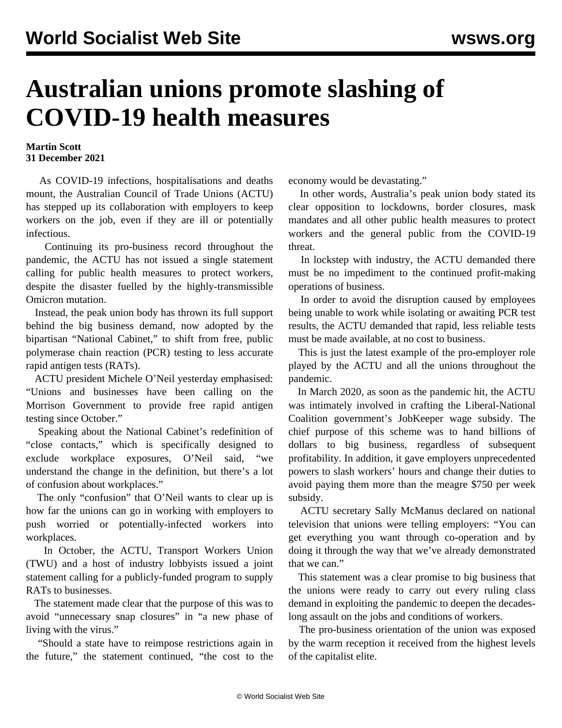# Australian unions promote slashing of COVID-19 health measures

**Martin Scott**
**31 December 2021**

As COVID-19 infections, hospitalisations and deaths mount, the Australian Council of Trade Unions (ACTU) has stepped up its collaboration with employers to keep workers on the job, even if they are ill or potentially infectious.

Continuing its pro-business record throughout the pandemic, the ACTU has not issued a single statement calling for public health measures to protect workers, despite the disaster fuelled by the highly-transmissible Omicron mutation.

Instead, the peak union body has thrown its full support behind the big business demand, now adopted by the bipartisan "National Cabinet," to shift from free, public polymerase chain reaction (PCR) testing to less accurate rapid antigen tests (RATs).

ACTU president Michele O'Neil yesterday emphasised: "Unions and businesses have been calling on the Morrison Government to provide free rapid antigen testing since October."

Speaking about the National Cabinet's redefinition of "close contacts," which is specifically designed to exclude workplace exposures, O'Neil said, "we understand the change in the definition, but there's a lot of confusion about workplaces."

The only "confusion" that O'Neil wants to clear up is how far the unions can go in working with employers to push worried or potentially-infected workers into workplaces.

In October, the ACTU, Transport Workers Union (TWU) and a host of industry lobbyists issued a joint statement calling for a publicly-funded program to supply RATs to businesses.

The statement made clear that the purpose of this was to avoid "unnecessary snap closures" in "a new phase of living with the virus."

"Should a state have to reimpose restrictions again in the future," the statement continued, "the cost to the economy would be devastating."

In other words, Australia's peak union body stated its clear opposition to lockdowns, border closures, mask mandates and all other public health measures to protect workers and the general public from the COVID-19 threat.

In lockstep with industry, the ACTU demanded there must be no impediment to the continued profit-making operations of business.

In order to avoid the disruption caused by employees being unable to work while isolating or awaiting PCR test results, the ACTU demanded that rapid, less reliable tests must be made available, at no cost to business.

This is just the latest example of the pro-employer role played by the ACTU and all the unions throughout the pandemic.

In March 2020, as soon as the pandemic hit, the ACTU was intimately involved in crafting the Liberal-National Coalition government's JobKeeper wage subsidy. The chief purpose of this scheme was to hand billions of dollars to big business, regardless of subsequent profitability. In addition, it gave employers unprecedented powers to slash workers' hours and change their duties to avoid paying them more than the meagre $750 per week subsidy.

ACTU secretary Sally McManus declared on national television that unions were telling employers: "You can get everything you want through co-operation and by doing it through the way that we've already demonstrated that we can."

This statement was a clear promise to big business that the unions were ready to carry out every ruling class demand in exploiting the pandemic to deepen the decades-long assault on the jobs and conditions of workers.

The pro-business orientation of the union was exposed by the warm reception it received from the highest levels of the capitalist elite.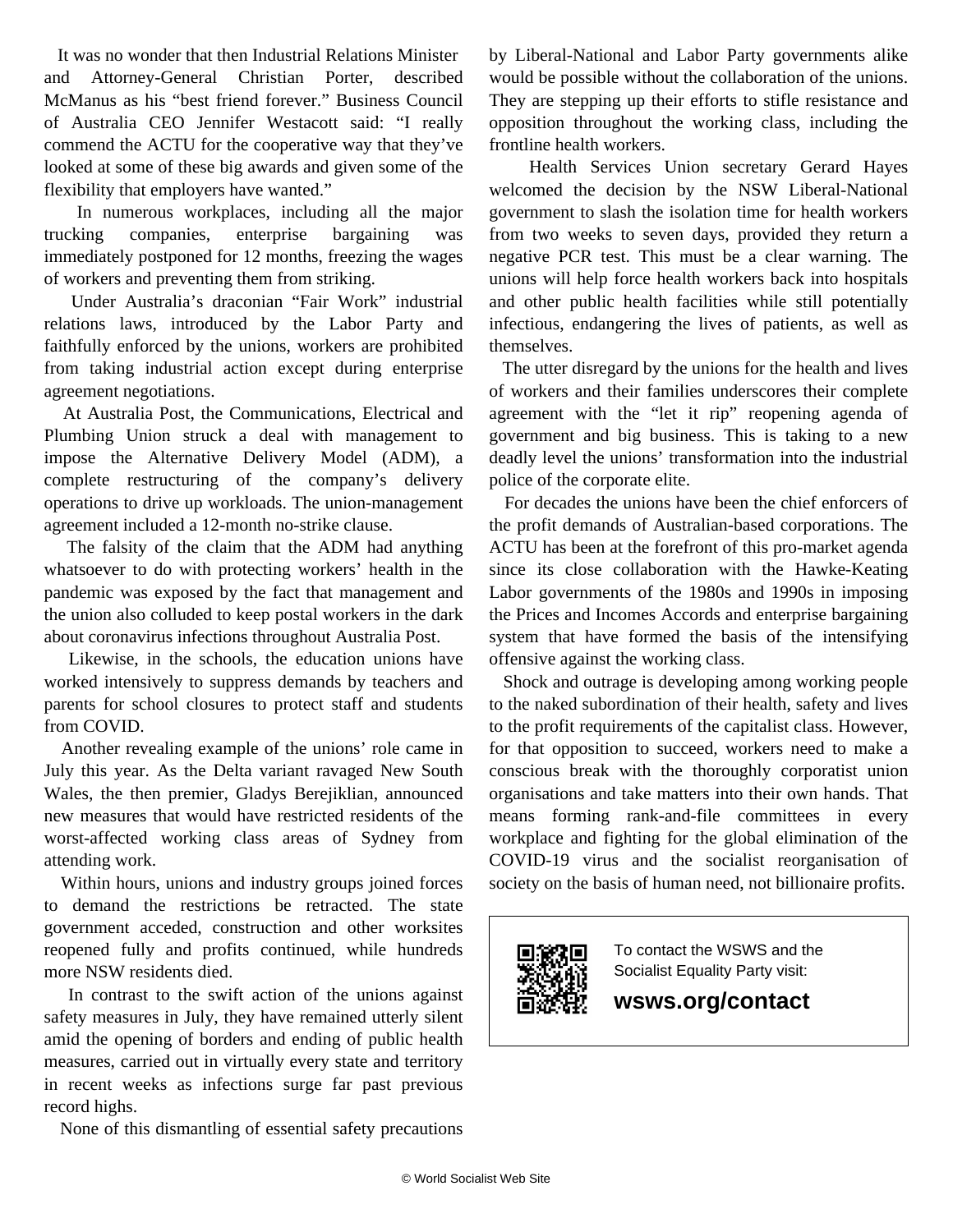It was no wonder that then Industrial Relations Minister and Attorney-General Christian Porter, described McManus as his "best friend forever." Business Council of Australia CEO Jennifer Westacott said: "I really commend the ACTU for the cooperative way that they've looked at some of these big awards and given some of the flexibility that employers have wanted."

In numerous workplaces, including all the major trucking companies, enterprise bargaining was immediately postponed for 12 months, freezing the wages of workers and preventing them from striking.

Under Australia's draconian "Fair Work" industrial relations laws, introduced by the Labor Party and faithfully enforced by the unions, workers are prohibited from taking industrial action except during enterprise agreement negotiations.

At Australia Post, the Communications, Electrical and Plumbing Union struck a deal with management to impose the Alternative Delivery Model (ADM), a complete restructuring of the company's delivery operations to drive up workloads. The union-management agreement included a 12-month no-strike clause.

The falsity of the claim that the ADM had anything whatsoever to do with protecting workers' health in the pandemic was exposed by the fact that management and the union also colluded to keep postal workers in the dark about coronavirus infections throughout Australia Post.

Likewise, in the schools, the education unions have worked intensively to suppress demands by teachers and parents for school closures to protect staff and students from COVID.

Another revealing example of the unions' role came in July this year. As the Delta variant ravaged New South Wales, the then premier, Gladys Berejiklian, announced new measures that would have restricted residents of the worst-affected working class areas of Sydney from attending work.

Within hours, unions and industry groups joined forces to demand the restrictions be retracted. The state government acceded, construction and other worksites reopened fully and profits continued, while hundreds more NSW residents died.

In contrast to the swift action of the unions against safety measures in July, they have remained utterly silent amid the opening of borders and ending of public health measures, carried out in virtually every state and territory in recent weeks as infections surge far past previous record highs.

None of this dismantling of essential safety precautions by Liberal-National and Labor Party governments alike would be possible without the collaboration of the unions. They are stepping up their efforts to stifle resistance and opposition throughout the working class, including the frontline health workers.

Health Services Union secretary Gerard Hayes welcomed the decision by the NSW Liberal-National government to slash the isolation time for health workers from two weeks to seven days, provided they return a negative PCR test. This must be a clear warning. The unions will help force health workers back into hospitals and other public health facilities while still potentially infectious, endangering the lives of patients, as well as themselves.

The utter disregard by the unions for the health and lives of workers and their families underscores their complete agreement with the "let it rip" reopening agenda of government and big business. This is taking to a new deadly level the unions' transformation into the industrial police of the corporate elite.

For decades the unions have been the chief enforcers of the profit demands of Australian-based corporations. The ACTU has been at the forefront of this pro-market agenda since its close collaboration with the Hawke-Keating Labor governments of the 1980s and 1990s in imposing the Prices and Incomes Accords and enterprise bargaining system that have formed the basis of the intensifying offensive against the working class.

Shock and outrage is developing among working people to the naked subordination of their health, safety and lives to the profit requirements of the capitalist class. However, for that opposition to succeed, workers need to make a conscious break with the thoroughly corporatist union organisations and take matters into their own hands. That means forming rank-and-file committees in every workplace and fighting for the global elimination of the COVID-19 virus and the socialist reorganisation of society on the basis of human need, not billionaire profits.

To contact the WSWS and the Socialist Equality Party visit:

**wsws.org/contact**